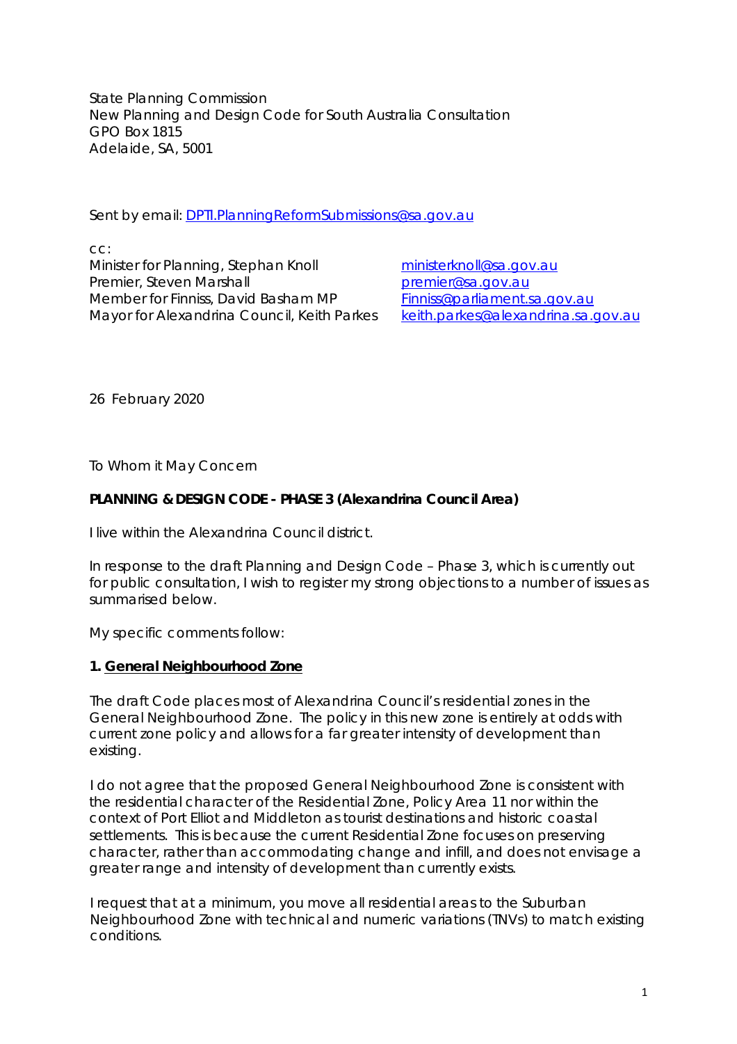State Planning Commission
New Planning and Design Code for South Australia Consultation
GPO Box 1815
Adelaide, SA, 5001

Sent by email: [DPTI.PlanningReformSubmissions@sa.gov.au](mailto:DPTI.PlanningReformSubmissions@sa.gov.au)

cc:

| | |
|---|---|
| Minister for Planning, Stephan Knoll | [ministerknoll@sa.gov.au](mailto:ministerknoll@sa.gov.au) |
| Premier, Steven Marshall | [premier@sa.gov.au](mailto:premier@sa.gov.au) |
| Member for Finniss, David Basham MP | [Finniss@parliament.sa.gov.au](mailto:Finniss@parliament.sa.gov.au) |
| Mayor for Alexandrina Council, Keith Parkes | [keith.parkes@alexandrina.sa.gov.au](mailto:keith.parkes@alexandrina.sa.gov.au) |

26 February 2020

To Whom it May Concern

**PLANNING & DESIGN CODE - PHASE 3 (Alexandrina Council Area)**

I live within the Alexandrina Council district.

In response to the draft Planning and Design Code – Phase 3, which is currently out for public consultation, I wish to register my strong objections to a number of issues as summarised below.

My specific comments follow:

**1. <u>General Neighbourhood Zone</u>**

The draft Code places most of Alexandrina Council's residential zones in the General Neighbourhood Zone. The policy in this new zone is entirely at odds with current zone policy and allows for a far greater intensity of development than existing.

I do not agree that the proposed General Neighbourhood Zone is consistent with the residential character of the Residential Zone, Policy Area 11 nor within the context of Port Elliot and Middleton as tourist destinations and historic coastal settlements. This is because the current Residential Zone focuses on preserving character, rather than accommodating change and infill, and does not envisage a greater range and intensity of development than currently exists.

I request that at a minimum, you move all residential areas to the Suburban Neighbourhood Zone with technical and numeric variations (TNVs) to match existing conditions.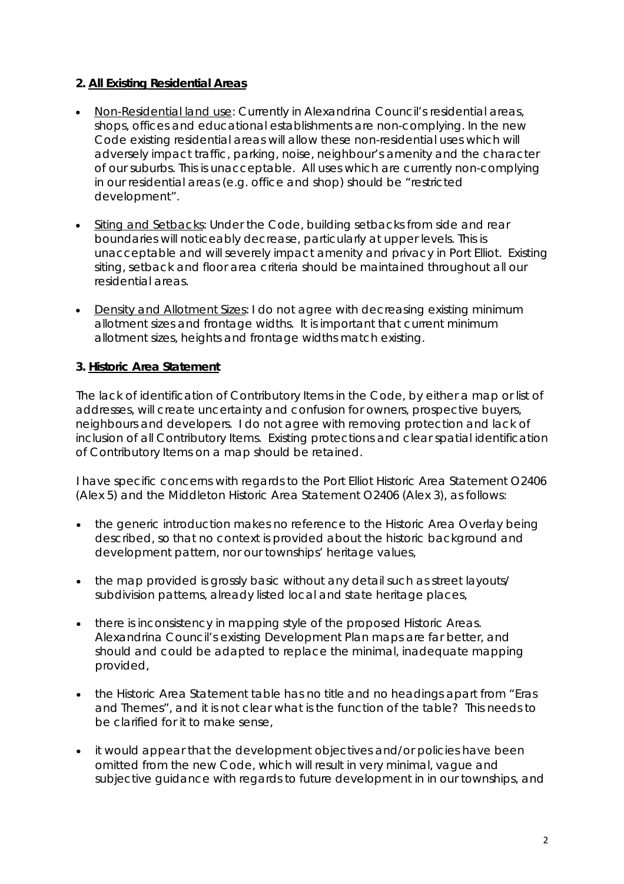**2. <u>All Existing Residential Areas</u>**

- <u>Non-Residential land use</u>: Currently in Alexandrina Council's residential areas, shops, offices and educational establishments are non-complying. In the new Code existing residential areas will allow these non-residential uses which will adversely impact traffic, parking, noise, neighbour's amenity and the character of our suburbs. This is unacceptable. All uses which are currently non-complying in our residential areas (e.g. office and shop) should be "restricted development".

- <u>Siting and Setbacks</u>: Under the Code, building setbacks from side and rear boundaries will noticeably decrease, particularly at upper levels. This is unacceptable and will severely impact amenity and privacy in Port Elliot. Existing siting, setback and floor area criteria should be maintained throughout all our residential areas.

- <u>Density and Allotment Sizes</u>: I do not agree with decreasing existing minimum allotment sizes and frontage widths. It is important that current minimum allotment sizes, heights and frontage widths match existing.

**3. <u>Historic Area Statement</u>**

The lack of identification of Contributory Items in the Code, by either a map or list of addresses, will create uncertainty and confusion for owners, prospective buyers, neighbours and developers. I do not agree with removing protection and lack of inclusion of all Contributory Items. Existing protections and clear spatial identification of Contributory Items on a map should be retained.

I have specific concerns with regards to the Port Elliot Historic Area Statement O2406 (Alex 5) and the Middleton Historic Area Statement O2406 (Alex 3), as follows:

- the generic introduction makes no reference to the Historic Area Overlay being described, so that no context is provided about the historic background and development pattern, nor our townships' heritage values,

- the map provided is grossly basic without any detail such as street layouts/ subdivision patterns, already listed local and state heritage places,

- there is inconsistency in mapping style of the proposed Historic Areas. Alexandrina Council's existing Development Plan maps are far better, and should and could be adapted to replace the minimal, inadequate mapping provided,

- the Historic Area Statement table has no title and no headings apart from "Eras and Themes", and it is not clear what is the function of the table? This needs to be clarified for it to make sense,

- it would appear that the development objectives and/or policies have been omitted from the new Code, which will result in very minimal, vague and subjective guidance with regards to future development in in our townships, and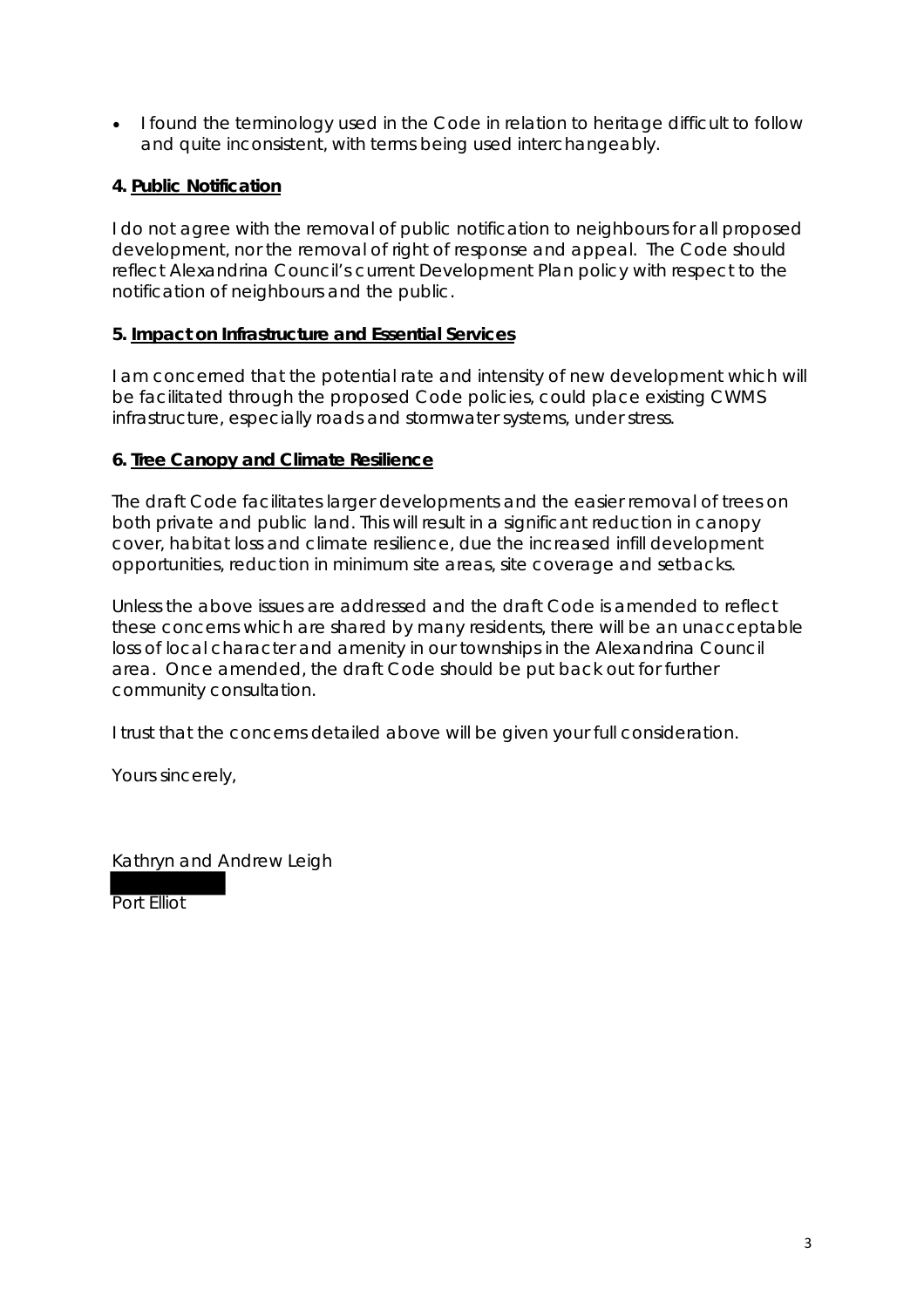- I found the terminology used in the Code in relation to heritage difficult to follow and quite inconsistent, with terms being used interchangeably.

**4. Public Notification**

I do not agree with the removal of public notification to neighbours for all proposed development, nor the removal of right of response and appeal. The Code should reflect Alexandrina Council's current Development Plan policy with respect to the notification of neighbours and the public.

**5. Impact on Infrastructure and Essential Services**

I am concerned that the potential rate and intensity of new development which will be facilitated through the proposed Code policies, could place existing CWMS infrastructure, especially roads and stormwater systems, under stress.

**6. Tree Canopy and Climate Resilience**

The draft Code facilitates larger developments and the easier removal of trees on both private and public land. This will result in a significant reduction in canopy cover, habitat loss and climate resilience, due the increased infill development opportunities, reduction in minimum site areas, site coverage and setbacks.

Unless the above issues are addressed and the draft Code is amended to reflect these concerns which are shared by many residents, there will be an unacceptable loss of local character and amenity in our townships in the Alexandrina Council area. Once amended, the draft Code should be put back out for further community consultation.

I trust that the concerns detailed above will be given your full consideration.

Yours sincerely,

Kathryn and Andrew Leigh

Port Elliot